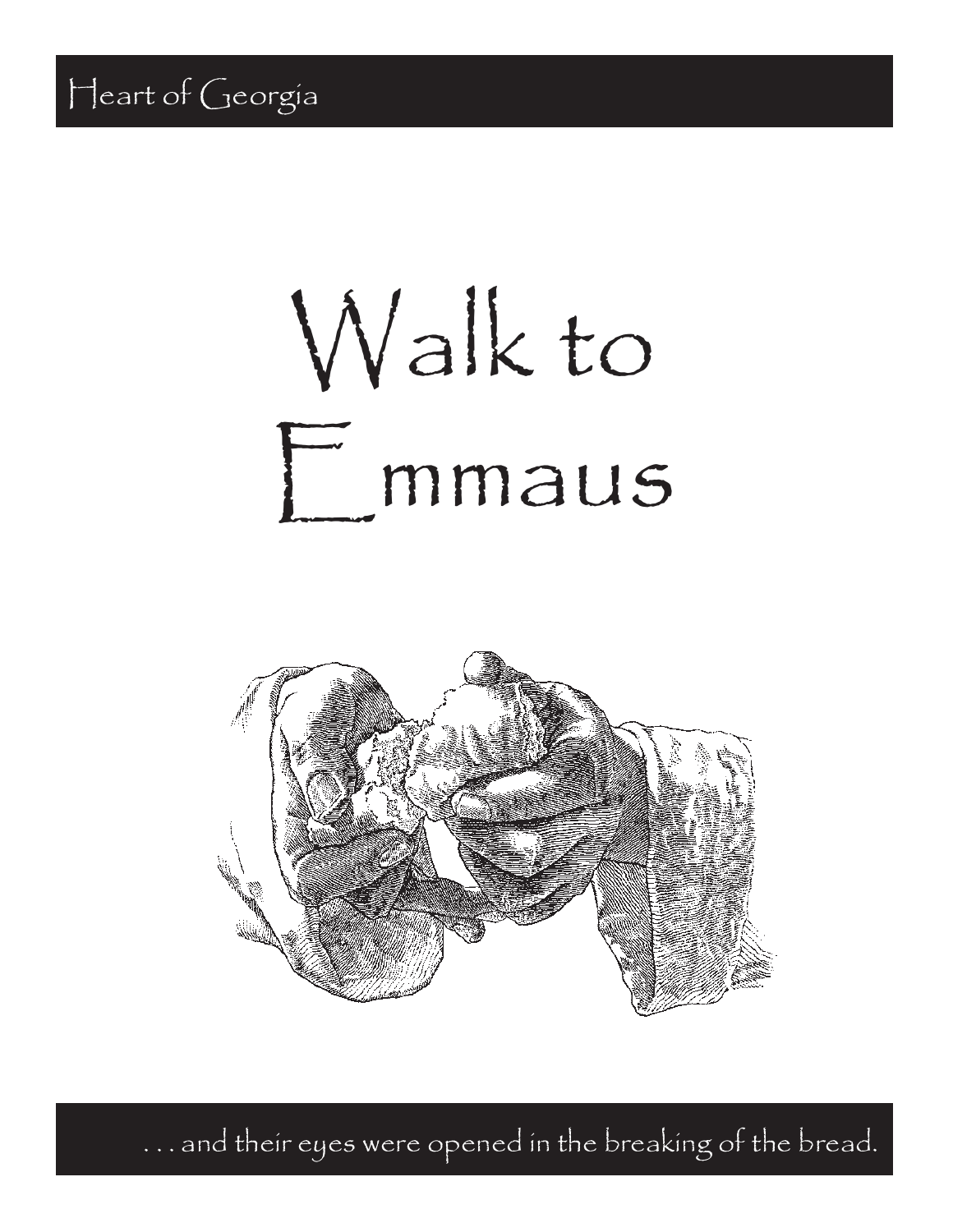Heart of Georgia

# Walk to Emmaus

. . . and their eyes were opened in the breaking of the bread.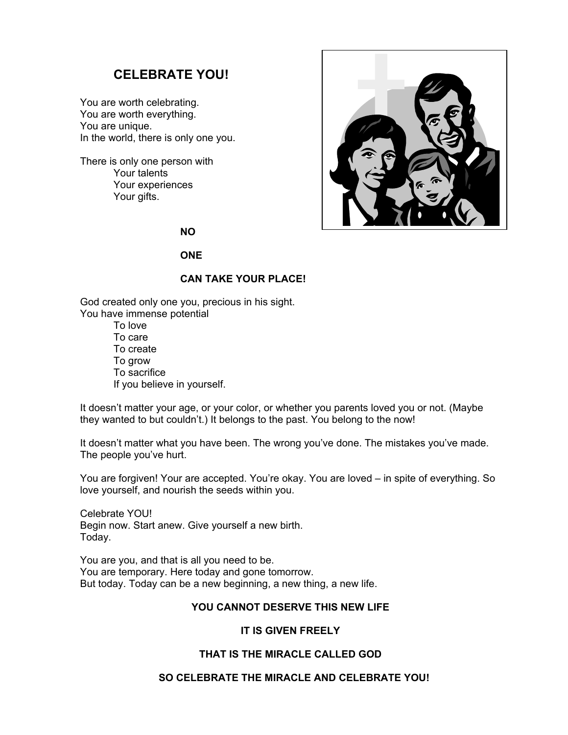# CELEBRATE YOU!

You are worth celebrating.
You are worth everything.
You are unique.
In the world, there is only one you.

There is only one person with
- Your talents
- Your experiences
- Your gifts.

**NO**

**ONE**

**CAN TAKE YOUR PLACE!**

God created only one you, precious in his sight.
You have immense potential
- To love
- To care
- To create
- To grow
- To sacrifice
- If you believe in yourself.

It doesn't matter your age, or your color, or whether you parents loved you or not. (Maybe they wanted to but couldn't.) It belongs to the past. You belong to the now!

It doesn't matter what you have been. The wrong you've done. The mistakes you've made. The people you've hurt.

You are forgiven! Your are accepted. You're okay. You are loved – in spite of everything. So love yourself, and nourish the seeds within you.

Celebrate YOU!
Begin now. Start anew. Give yourself a new birth.
Today.

You are you, and that is all you need to be.
You are temporary. Here today and gone tomorrow.
But today. Today can be a new beginning, a new thing, a new life.

**YOU CANNOT DESERVE THIS NEW LIFE**

**IT IS GIVEN FREELY**

**THAT IS THE MIRACLE CALLED GOD**

**SO CELEBRATE THE MIRACLE AND CELEBRATE YOU!**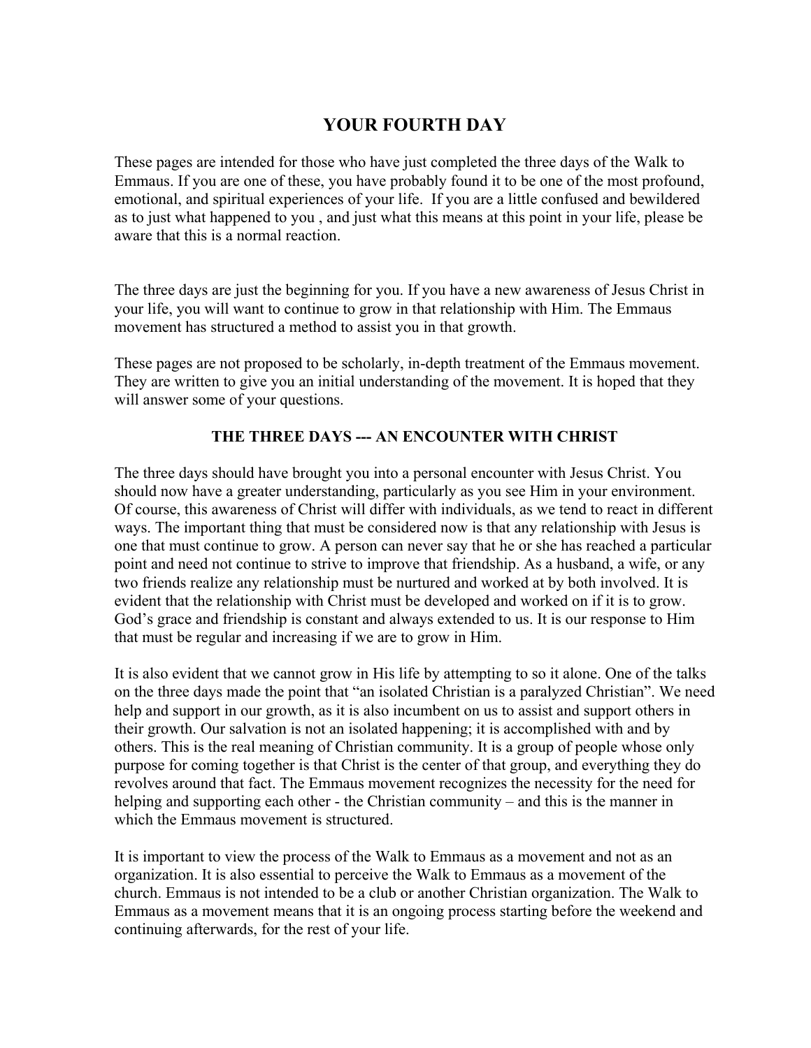# YOUR FOURTH DAY

These pages are intended for those who have just completed the three days of the Walk to Emmaus. If you are one of these, you have probably found it to be one of the most profound, emotional, and spiritual experiences of your life. If you are a little confused and bewildered as to just what happened to you , and just what this means at this point in your life, please be aware that this is a normal reaction.

The three days are just the beginning for you. If you have a new awareness of Jesus Christ in your life, you will want to continue to grow in that relationship with Him. The Emmaus movement has structured a method to assist you in that growth.

These pages are not proposed to be scholarly, in-depth treatment of the Emmaus movement. They are written to give you an initial understanding of the movement. It is hoped that they will answer some of your questions.

## THE THREE DAYS --- AN ENCOUNTER WITH CHRIST

The three days should have brought you into a personal encounter with Jesus Christ. You should now have a greater understanding, particularly as you see Him in your environment. Of course, this awareness of Christ will differ with individuals, as we tend to react in different ways. The important thing that must be considered now is that any relationship with Jesus is one that must continue to grow. A person can never say that he or she has reached a particular point and need not continue to strive to improve that friendship. As a husband, a wife, or any two friends realize any relationship must be nurtured and worked at by both involved. It is evident that the relationship with Christ must be developed and worked on if it is to grow. God's grace and friendship is constant and always extended to us. It is our response to Him that must be regular and increasing if we are to grow in Him.

It is also evident that we cannot grow in His life by attempting to so it alone. One of the talks on the three days made the point that "an isolated Christian is a paralyzed Christian". We need help and support in our growth, as it is also incumbent on us to assist and support others in their growth. Our salvation is not an isolated happening; it is accomplished with and by others. This is the real meaning of Christian community. It is a group of people whose only purpose for coming together is that Christ is the center of that group, and everything they do revolves around that fact. The Emmaus movement recognizes the necessity for the need for helping and supporting each other - the Christian community – and this is the manner in which the Emmaus movement is structured.

It is important to view the process of the Walk to Emmaus as a movement and not as an organization. It is also essential to perceive the Walk to Emmaus as a movement of the church. Emmaus is not intended to be a club or another Christian organization. The Walk to Emmaus as a movement means that it is an ongoing process starting before the weekend and continuing afterwards, for the rest of your life.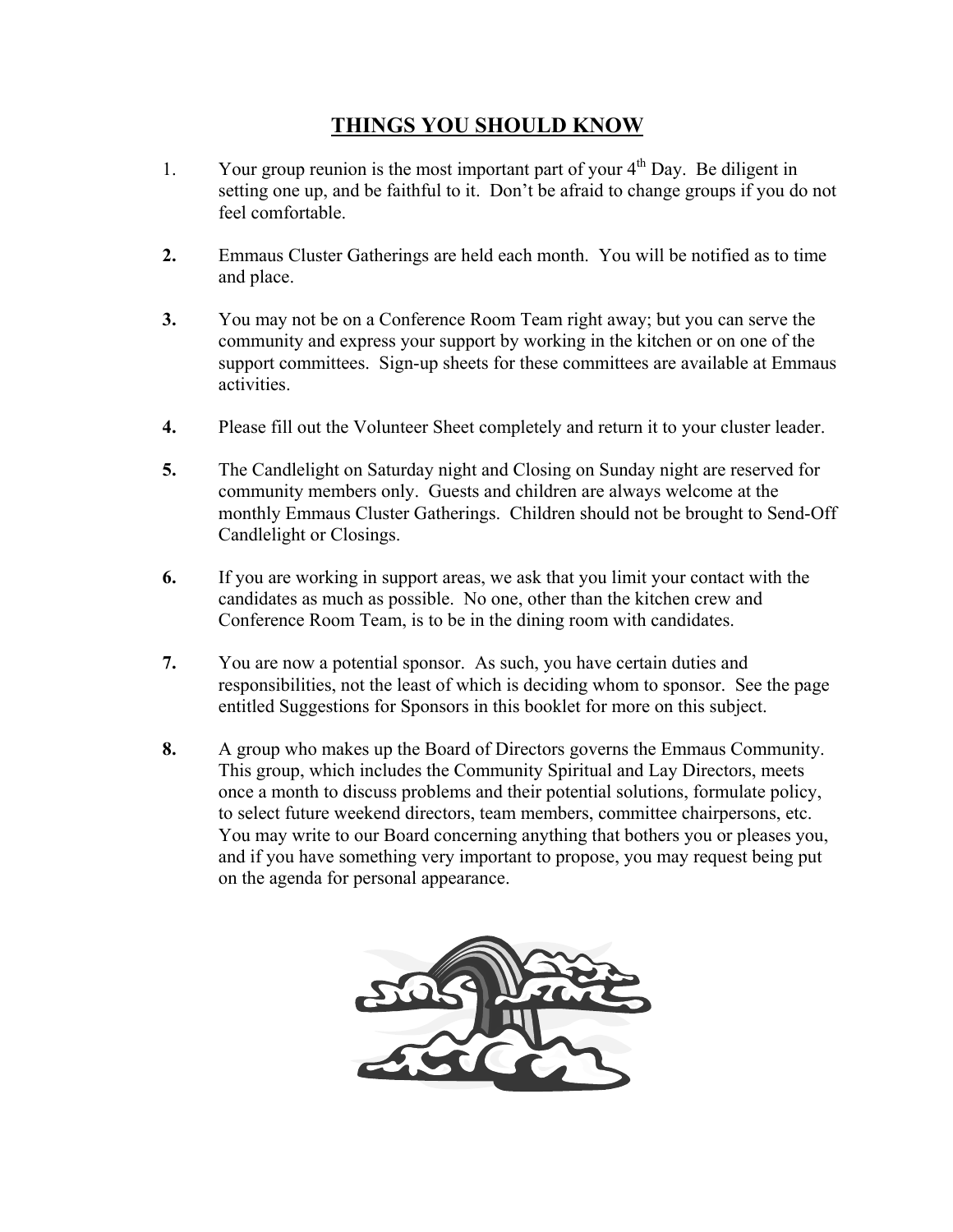## THINGS YOU SHOULD KNOW

1. Your group reunion is the most important part of your 4th Day. Be diligent in setting one up, and be faithful to it. Don't be afraid to change groups if you do not feel comfortable.

2. Emmaus Cluster Gatherings are held each month. You will be notified as to time and place.

3. You may not be on a Conference Room Team right away; but you can serve the community and express your support by working in the kitchen or on one of the support committees. Sign-up sheets for these committees are available at Emmaus activities.

4. Please fill out the Volunteer Sheet completely and return it to your cluster leader.

5. The Candlelight on Saturday night and Closing on Sunday night are reserved for community members only. Guests and children are always welcome at the monthly Emmaus Cluster Gatherings. Children should not be brought to Send-Off Candlelight or Closings.

6. If you are working in support areas, we ask that you limit your contact with the candidates as much as possible. No one, other than the kitchen crew and Conference Room Team, is to be in the dining room with candidates.

7. You are now a potential sponsor. As such, you have certain duties and responsibilities, not the least of which is deciding whom to sponsor. See the page entitled Suggestions for Sponsors in this booklet for more on this subject.

8. A group who makes up the Board of Directors governs the Emmaus Community. This group, which includes the Community Spiritual and Lay Directors, meets once a month to discuss problems and their potential solutions, formulate policy, to select future weekend directors, team members, committee chairpersons, etc. You may write to our Board concerning anything that bothers you or pleases you, and if you have something very important to propose, you may request being put on the agenda for personal appearance.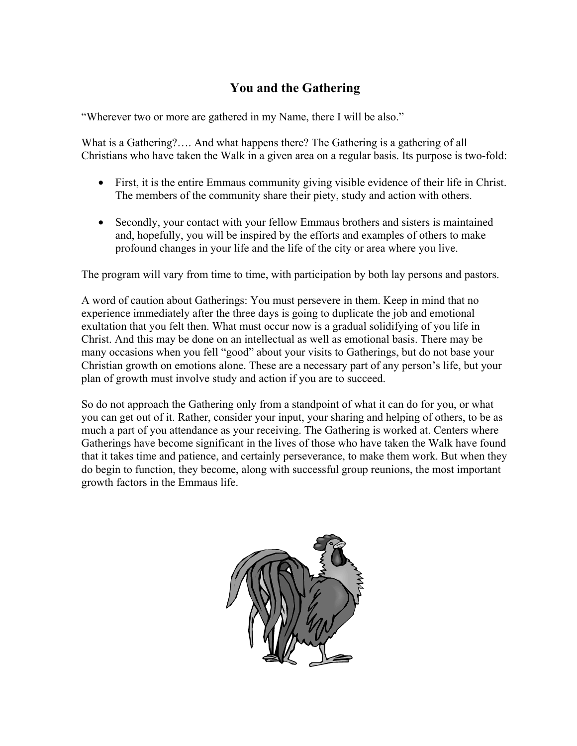# You and the Gathering

"Wherever two or more are gathered in my Name, there I will be also."

What is a Gathering?…. And what happens there? The Gathering is a gathering of all Christians who have taken the Walk in a given area on a regular basis. Its purpose is two-fold:

- First, it is the entire Emmaus community giving visible evidence of their life in Christ. The members of the community share their piety, study and action with others.

- Secondly, your contact with your fellow Emmaus brothers and sisters is maintained and, hopefully, you will be inspired by the efforts and examples of others to make profound changes in your life and the life of the city or area where you live.

The program will vary from time to time, with participation by both lay persons and pastors.

A word of caution about Gatherings: You must persevere in them. Keep in mind that no experience immediately after the three days is going to duplicate the job and emotional exultation that you felt then. What must occur now is a gradual solidifying of you life in Christ. And this may be done on an intellectual as well as emotional basis. There may be many occasions when you fell "good" about your visits to Gatherings, but do not base your Christian growth on emotions alone. These are a necessary part of any person's life, but your plan of growth must involve study and action if you are to succeed.

So do not approach the Gathering only from a standpoint of what it can do for you, or what you can get out of it. Rather, consider your input, your sharing and helping of others, to be as much a part of you attendance as your receiving. The Gathering is worked at. Centers where Gatherings have become significant in the lives of those who have taken the Walk have found that it takes time and patience, and certainly perseverance, to make them work. But when they do begin to function, they become, along with successful group reunions, the most important growth factors in the Emmaus life.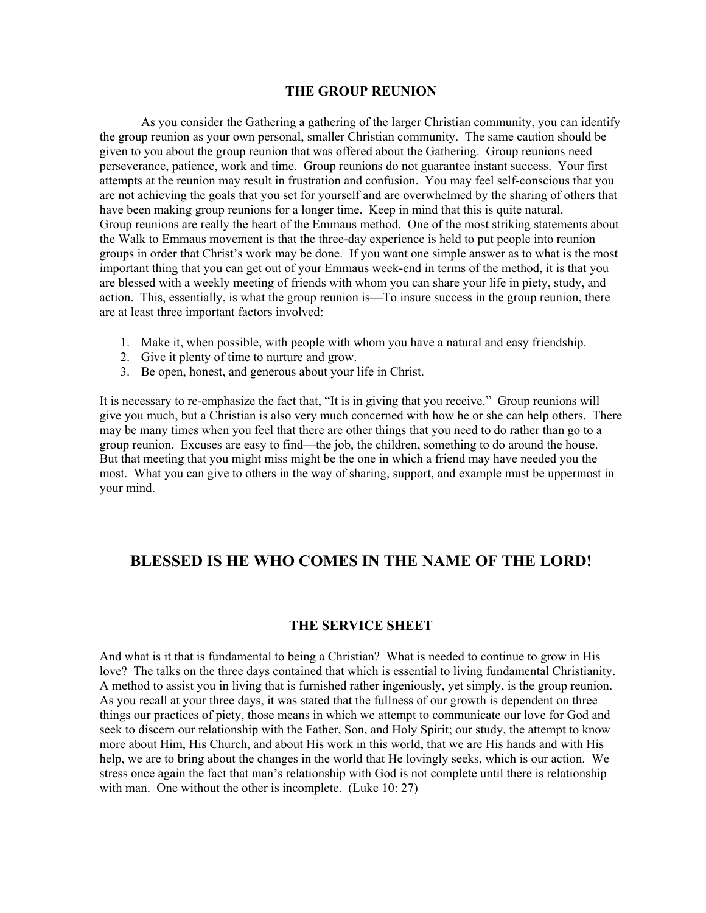## THE GROUP REUNION

As you consider the Gathering a gathering of the larger Christian community, you can identify the group reunion as your own personal, smaller Christian community. The same caution should be given to you about the group reunion that was offered about the Gathering. Group reunions need perseverance, patience, work and time. Group reunions do not guarantee instant success. Your first attempts at the reunion may result in frustration and confusion. You may feel self-conscious that you are not achieving the goals that you set for yourself and are overwhelmed by the sharing of others that have been making group reunions for a longer time. Keep in mind that this is quite natural.
Group reunions are really the heart of the Emmaus method. One of the most striking statements about the Walk to Emmaus movement is that the three-day experience is held to put people into reunion groups in order that Christ's work may be done. If you want one simple answer as to what is the most important thing that you can get out of your Emmaus week-end in terms of the method, it is that you are blessed with a weekly meeting of friends with whom you can share your life in piety, study, and action. This, essentially, is what the group reunion is—To insure success in the group reunion, there are at least three important factors involved:

1. Make it, when possible, with people with whom you have a natural and easy friendship.
2. Give it plenty of time to nurture and grow.
3. Be open, honest, and generous about your life in Christ.

It is necessary to re-emphasize the fact that, "It is in giving that you receive." Group reunions will give you much, but a Christian is also very much concerned with how he or she can help others. There may be many times when you feel that there are other things that you need to do rather than go to a group reunion. Excuses are easy to find—the job, the children, something to do around the house. But that meeting that you might miss might be the one in which a friend may have needed you the most. What you can give to others in the way of sharing, support, and example must be uppermost in your mind.

# BLESSED IS HE WHO COMES IN THE NAME OF THE LORD!

## THE SERVICE SHEET

And what is it that is fundamental to being a Christian? What is needed to continue to grow in His love? The talks on the three days contained that which is essential to living fundamental Christianity. A method to assist you in living that is furnished rather ingeniously, yet simply, is the group reunion. As you recall at your three days, it was stated that the fullness of our growth is dependent on three things our practices of piety, those means in which we attempt to communicate our love for God and seek to discern our relationship with the Father, Son, and Holy Spirit; our study, the attempt to know more about Him, His Church, and about His work in this world, that we are His hands and with His help, we are to bring about the changes in the world that He lovingly seeks, which is our action. We stress once again the fact that man's relationship with God is not complete until there is relationship with man. One without the other is incomplete. (Luke 10: 27)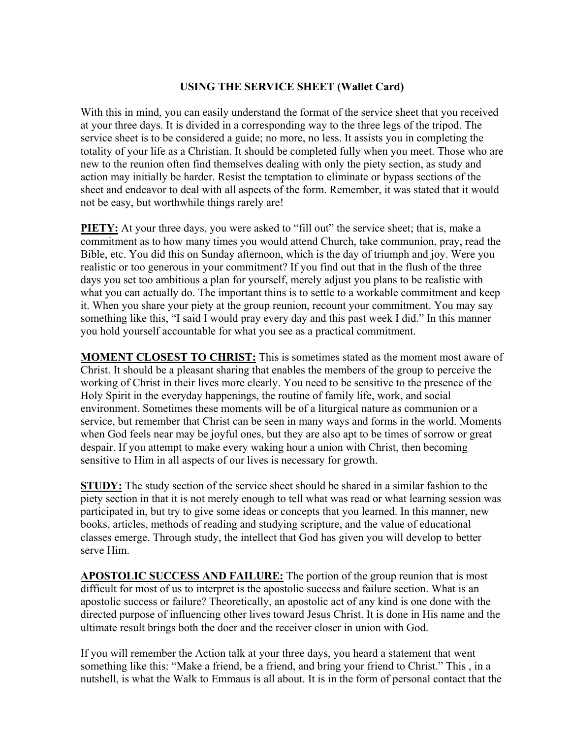## USING THE SERVICE SHEET (Wallet Card)

With this in mind, you can easily understand the format of the service sheet that you received at your three days. It is divided in a corresponding way to the three legs of the tripod. The service sheet is to be considered a guide; no more, no less. It assists you in completing the totality of your life as a Christian. It should be completed fully when you meet. Those who are new to the reunion often find themselves dealing with only the piety section, as study and action may initially be harder. Resist the temptation to eliminate or bypass sections of the sheet and endeavor to deal with all aspects of the form. Remember, it was stated that it would not be easy, but worthwhile things rarely are!

**PIETY:** At your three days, you were asked to "fill out" the service sheet; that is, make a commitment as to how many times you would attend Church, take communion, pray, read the Bible, etc. You did this on Sunday afternoon, which is the day of triumph and joy. Were you realistic or too generous in your commitment? If you find out that in the flush of the three days you set too ambitious a plan for yourself, merely adjust you plans to be realistic with what you can actually do. The important thins is to settle to a workable commitment and keep it. When you share your piety at the group reunion, recount your commitment. You may say something like this, "I said I would pray every day and this past week I did." In this manner you hold yourself accountable for what you see as a practical commitment.

**MOMENT CLOSEST TO CHRIST:** This is sometimes stated as the moment most aware of Christ. It should be a pleasant sharing that enables the members of the group to perceive the working of Christ in their lives more clearly. You need to be sensitive to the presence of the Holy Spirit in the everyday happenings, the routine of family life, work, and social environment. Sometimes these moments will be of a liturgical nature as communion or a service, but remember that Christ can be seen in many ways and forms in the world. Moments when God feels near may be joyful ones, but they are also apt to be times of sorrow or great despair. If you attempt to make every waking hour a union with Christ, then becoming sensitive to Him in all aspects of our lives is necessary for growth.

**STUDY:** The study section of the service sheet should be shared in a similar fashion to the piety section in that it is not merely enough to tell what was read or what learning session was participated in, but try to give some ideas or concepts that you learned. In this manner, new books, articles, methods of reading and studying scripture, and the value of educational classes emerge. Through study, the intellect that God has given you will develop to better serve Him.

**APOSTOLIC SUCCESS AND FAILURE:** The portion of the group reunion that is most difficult for most of us to interpret is the apostolic success and failure section. What is an apostolic success or failure? Theoretically, an apostolic act of any kind is one done with the directed purpose of influencing other lives toward Jesus Christ. It is done in His name and the ultimate result brings both the doer and the receiver closer in union with God.

If you will remember the Action talk at your three days, you heard a statement that went something like this: "Make a friend, be a friend, and bring your friend to Christ." This , in a nutshell, is what the Walk to Emmaus is all about. It is in the form of personal contact that the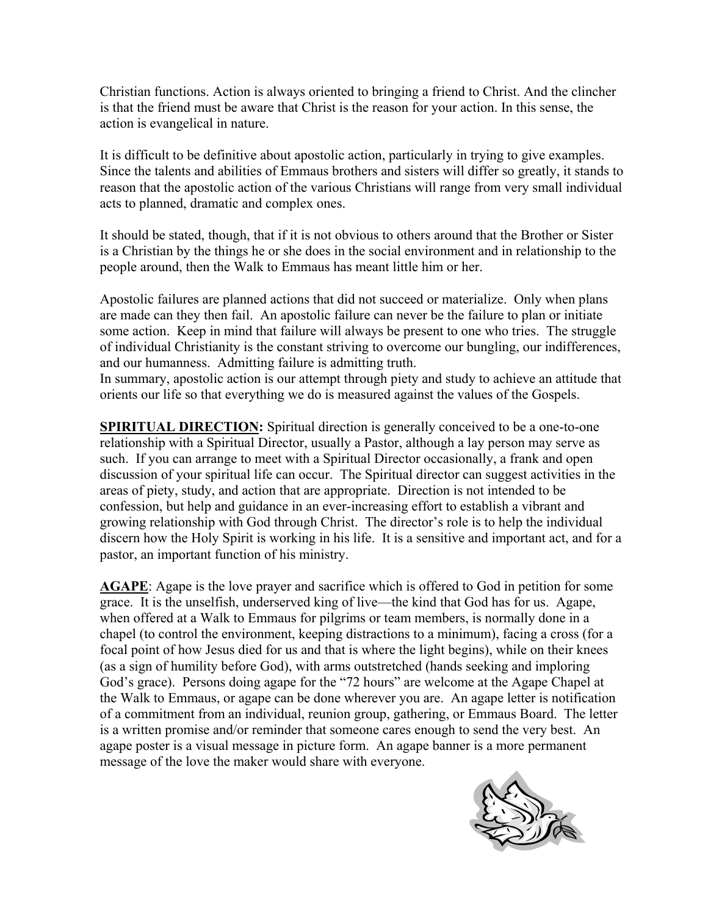Christian functions. Action is always oriented to bringing a friend to Christ. And the clincher is that the friend must be aware that Christ is the reason for your action. In this sense, the action is evangelical in nature.

It is difficult to be definitive about apostolic action, particularly in trying to give examples. Since the talents and abilities of Emmaus brothers and sisters will differ so greatly, it stands to reason that the apostolic action of the various Christians will range from very small individual acts to planned, dramatic and complex ones.

It should be stated, though, that if it is not obvious to others around that the Brother or Sister is a Christian by the things he or she does in the social environment and in relationship to the people around, then the Walk to Emmaus has meant little him or her.

Apostolic failures are planned actions that did not succeed or materialize. Only when plans are made can they then fail. An apostolic failure can never be the failure to plan or initiate some action. Keep in mind that failure will always be present to one who tries. The struggle of individual Christianity is the constant striving to overcome our bungling, our indifferences, and our humanness. Admitting failure is admitting truth.
In summary, apostolic action is our attempt through piety and study to achieve an attitude that orients our life so that everything we do is measured against the values of the Gospels.

**SPIRITUAL DIRECTION:** Spiritual direction is generally conceived to be a one-to-one relationship with a Spiritual Director, usually a Pastor, although a lay person may serve as such. If you can arrange to meet with a Spiritual Director occasionally, a frank and open discussion of your spiritual life can occur. The Spiritual director can suggest activities in the areas of piety, study, and action that are appropriate. Direction is not intended to be confession, but help and guidance in an ever-increasing effort to establish a vibrant and growing relationship with God through Christ. The director's role is to help the individual discern how the Holy Spirit is working in his life. It is a sensitive and important act, and for a pastor, an important function of his ministry.

**AGAPE**: Agape is the love prayer and sacrifice which is offered to God in petition for some grace. It is the unselfish, underserved king of live—the kind that God has for us. Agape, when offered at a Walk to Emmaus for pilgrims or team members, is normally done in a chapel (to control the environment, keeping distractions to a minimum), facing a cross (for a focal point of how Jesus died for us and that is where the light begins), while on their knees (as a sign of humility before God), with arms outstretched (hands seeking and imploring God's grace). Persons doing agape for the "72 hours" are welcome at the Agape Chapel at the Walk to Emmaus, or agape can be done wherever you are. An agape letter is notification of a commitment from an individual, reunion group, gathering, or Emmaus Board. The letter is a written promise and/or reminder that someone cares enough to send the very best. An agape poster is a visual message in picture form. An agape banner is a more permanent message of the love the maker would share with everyone.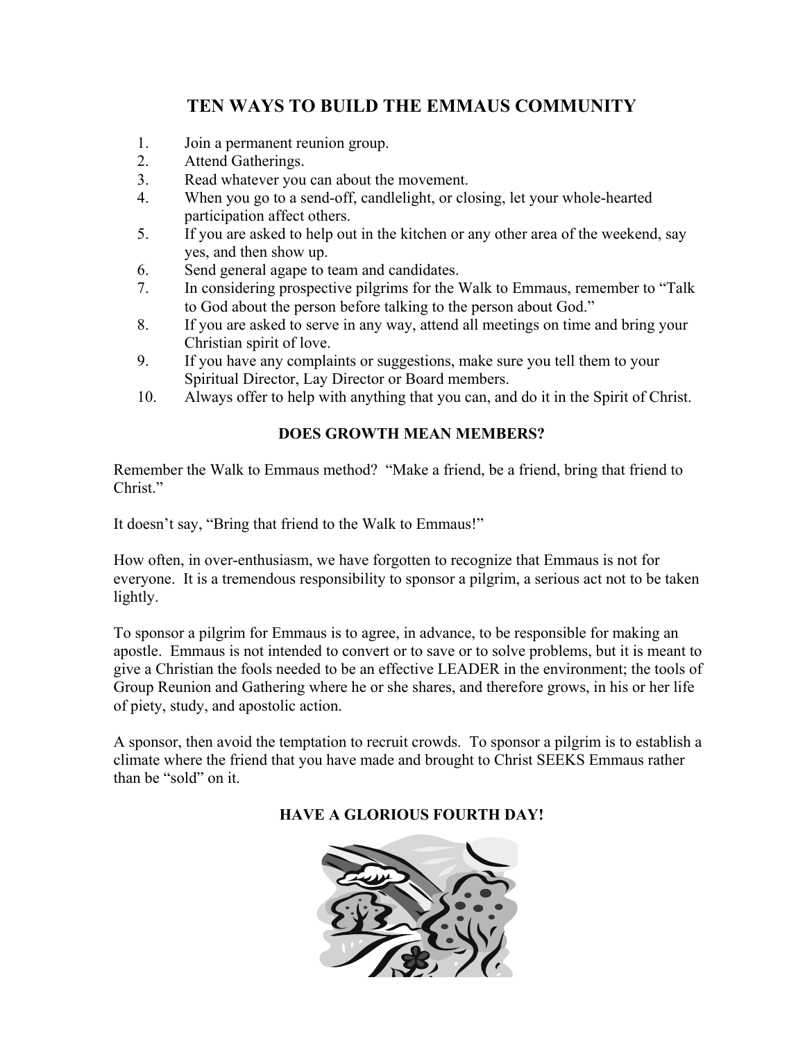# TEN WAYS TO BUILD THE EMMAUS COMMUNITY

1. Join a permanent reunion group.
2. Attend Gatherings.
3. Read whatever you can about the movement.
4. When you go to a send-off, candlelight, or closing, let your whole-hearted participation affect others.
5. If you are asked to help out in the kitchen or any other area of the weekend, say yes, and then show up.
6. Send general agape to team and candidates.
7. In considering prospective pilgrims for the Walk to Emmaus, remember to "Talk to God about the person before talking to the person about God."
8. If you are asked to serve in any way, attend all meetings on time and bring your Christian spirit of love.
9. If you have any complaints or suggestions, make sure you tell them to your Spiritual Director, Lay Director or Board members.
10. Always offer to help with anything that you can, and do it in the Spirit of Christ.

## DOES GROWTH MEAN MEMBERS?

Remember the Walk to Emmaus method? "Make a friend, be a friend, bring that friend to Christ."

It doesn't say, "Bring that friend to the Walk to Emmaus!"

How often, in over-enthusiasm, we have forgotten to recognize that Emmaus is not for everyone. It is a tremendous responsibility to sponsor a pilgrim, a serious act not to be taken lightly.

To sponsor a pilgrim for Emmaus is to agree, in advance, to be responsible for making an apostle. Emmaus is not intended to convert or to save or to solve problems, but it is meant to give a Christian the fools needed to be an effective LEADER in the environment; the tools of Group Reunion and Gathering where he or she shares, and therefore grows, in his or her life of piety, study, and apostolic action.

A sponsor, then avoid the temptation to recruit crowds. To sponsor a pilgrim is to establish a climate where the friend that you have made and brought to Christ SEEKS Emmaus rather than be "sold" on it.

## HAVE A GLORIOUS FOURTH DAY!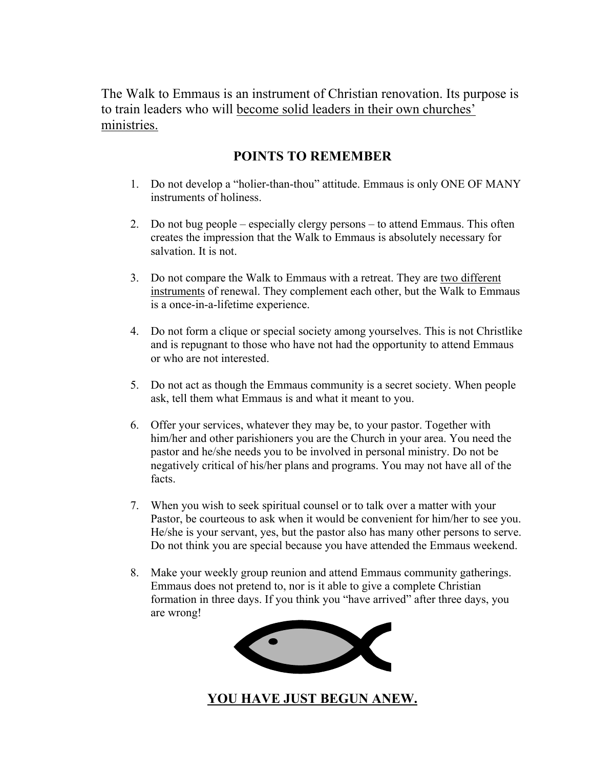The Walk to Emmaus is an instrument of Christian renovation. Its purpose is to train leaders who will <u>become solid leaders in their own churches' ministries.</u>

## POINTS TO REMEMBER

1. Do not develop a "holier-than-thou" attitude. Emmaus is only ONE OF MANY instruments of holiness.

2. Do not bug people – especially clergy persons – to attend Emmaus. This often creates the impression that the Walk to Emmaus is absolutely necessary for salvation. It is not.

3. Do not compare the Walk to Emmaus with a retreat. They are <u>two different instruments</u> of renewal. They complement each other, but the Walk to Emmaus is a once-in-a-lifetime experience.

4. Do not form a clique or special society among yourselves. This is not Christlike and is repugnant to those who have not had the opportunity to attend Emmaus or who are not interested.

5. Do not act as though the Emmaus community is a secret society. When people ask, tell them what Emmaus is and what it meant to you.

6. Offer your services, whatever they may be, to your pastor. Together with him/her and other parishioners you are the Church in your area. You need the pastor and he/she needs you to be involved in personal ministry. Do not be negatively critical of his/her plans and programs. You may not have all of the facts.

7. When you wish to seek spiritual counsel or to talk over a matter with your Pastor, be courteous to ask when it would be convenient for him/her to see you. He/she is your servant, yes, but the pastor also has many other persons to serve. Do not think you are special because you have attended the Emmaus weekend.

8. Make your weekly group reunion and attend Emmaus community gatherings. Emmaus does not pretend to, nor is it able to give a complete Christian formation in three days. If you think you "have arrived" after three days, you are wrong!

**<u>YOU HAVE JUST BEGUN ANEW.</u>**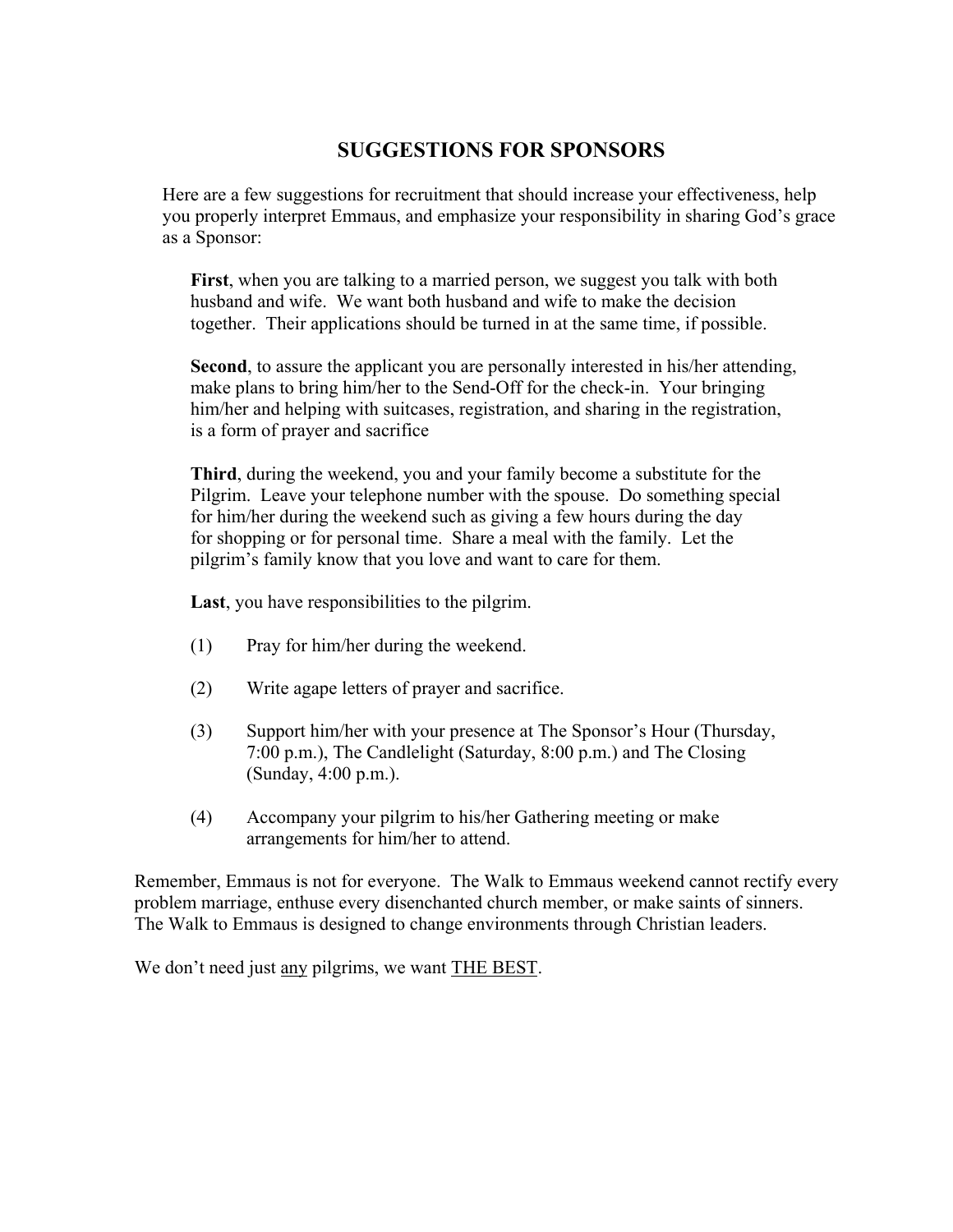# SUGGESTIONS FOR SPONSORS

Here are a few suggestions for recruitment that should increase your effectiveness, help you properly interpret Emmaus, and emphasize your responsibility in sharing God's grace as a Sponsor:

**First**, when you are talking to a married person, we suggest you talk with both husband and wife. We want both husband and wife to make the decision together. Their applications should be turned in at the same time, if possible.

**Second**, to assure the applicant you are personally interested in his/her attending, make plans to bring him/her to the Send-Off for the check-in. Your bringing him/her and helping with suitcases, registration, and sharing in the registration, is a form of prayer and sacrifice

**Third**, during the weekend, you and your family become a substitute for the Pilgrim. Leave your telephone number with the spouse. Do something special for him/her during the weekend such as giving a few hours during the day for shopping or for personal time. Share a meal with the family. Let the pilgrim's family know that you love and want to care for them.

**Last**, you have responsibilities to the pilgrim.

(1) Pray for him/her during the weekend.

(2) Write agape letters of prayer and sacrifice.

(3) Support him/her with your presence at The Sponsor's Hour (Thursday, 7:00 p.m.), The Candlelight (Saturday, 8:00 p.m.) and The Closing (Sunday, 4:00 p.m.).

(4) Accompany your pilgrim to his/her Gathering meeting or make arrangements for him/her to attend.

Remember, Emmaus is not for everyone. The Walk to Emmaus weekend cannot rectify every problem marriage, enthuse every disenchanted church member, or make saints of sinners. The Walk to Emmaus is designed to change environments through Christian leaders.

We don't need just <u>any</u> pilgrims, we want <u>THE BEST</u>.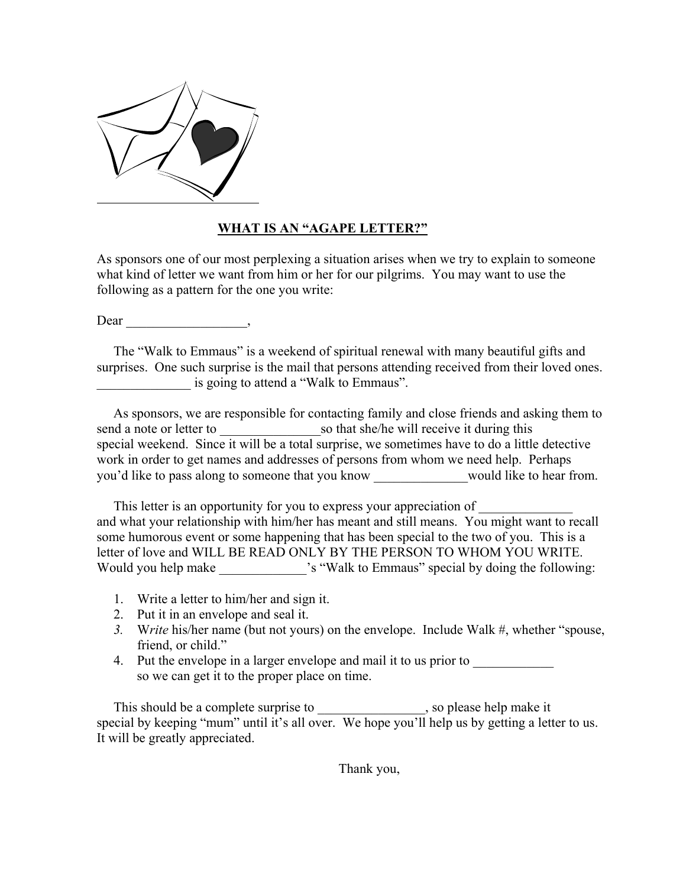## WHAT IS AN "AGAPE LETTER?"

As sponsors one of our most perplexing a situation arises when we try to explain to someone what kind of letter we want from him or her for our pilgrims. You may want to use the following as a pattern for the one you write:

Dear ____________________,

The "Walk to Emmaus" is a weekend of spiritual renewal with many beautiful gifts and surprises. One such surprise is the mail that persons attending received from their loved ones. ______________ is going to attend a "Walk to Emmaus".

As sponsors, we are responsible for contacting family and close friends and asking them to send a note or letter to _______________so that she/he will receive it during this special weekend. Since it will be a total surprise, we sometimes have to do a little detective work in order to get names and addresses of persons from whom we need help. Perhaps you'd like to pass along to someone that you know ______________would like to hear from.

This letter is an opportunity for you to express your appreciation of ______________ and what your relationship with him/her has meant and still means. You might want to recall some humorous event or some happening that has been special to the two of you. This is a letter of love and WILL BE READ ONLY BY THE PERSON TO WHOM YOU WRITE. Would you help make _____________'s "Walk to Emmaus" special by doing the following:

1. Write a letter to him/her and sign it.
2. Put it in an envelope and seal it.
3. W*rite* his/her name (but not yours) on the envelope. Include Walk #, whether "spouse, friend, or child."
4. Put the envelope in a larger envelope and mail it to us prior to ____________ so we can get it to the proper place on time.

This should be a complete surprise to ________________, so please help make it special by keeping "mum" until it's all over. We hope you'll help us by getting a letter to us. It will be greatly appreciated.

Thank you,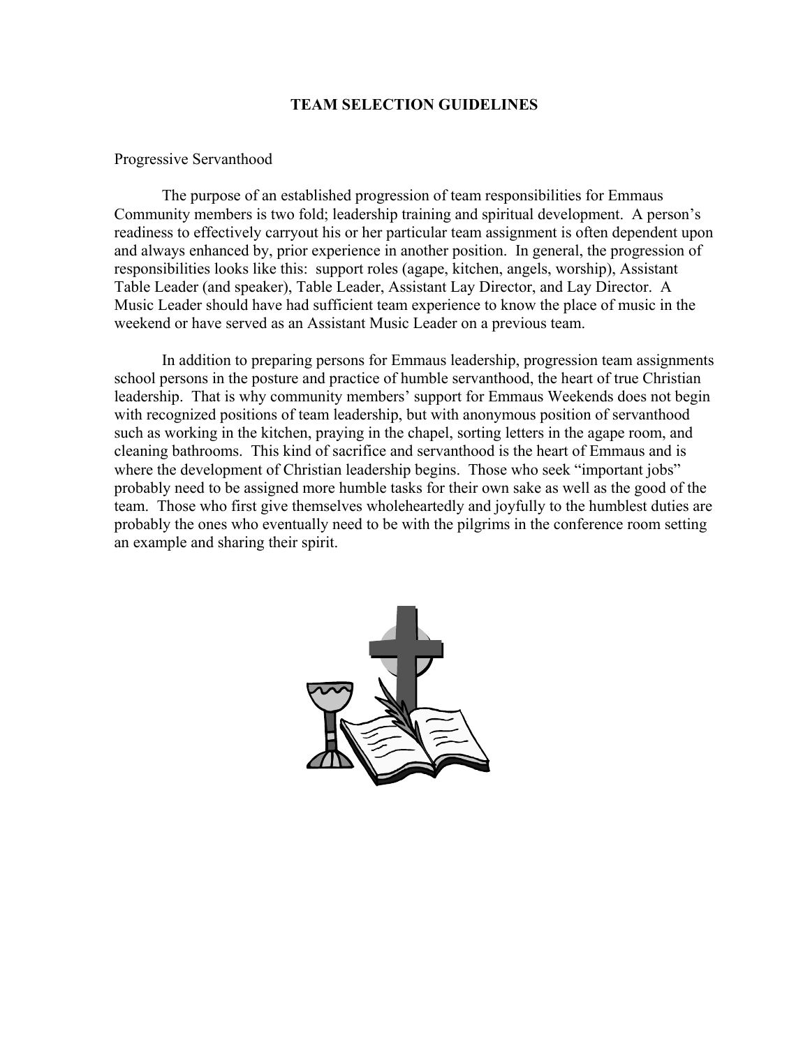# TEAM SELECTION GUIDELINES

## Progressive Servanthood

The purpose of an established progression of team responsibilities for Emmaus Community members is two fold; leadership training and spiritual development. A person's readiness to effectively carryout his or her particular team assignment is often dependent upon and always enhanced by, prior experience in another position. In general, the progression of responsibilities looks like this: support roles (agape, kitchen, angels, worship), Assistant Table Leader (and speaker), Table Leader, Assistant Lay Director, and Lay Director. A Music Leader should have had sufficient team experience to know the place of music in the weekend or have served as an Assistant Music Leader on a previous team.

In addition to preparing persons for Emmaus leadership, progression team assignments school persons in the posture and practice of humble servanthood, the heart of true Christian leadership. That is why community members' support for Emmaus Weekends does not begin with recognized positions of team leadership, but with anonymous position of servanthood such as working in the kitchen, praying in the chapel, sorting letters in the agape room, and cleaning bathrooms. This kind of sacrifice and servanthood is the heart of Emmaus and is where the development of Christian leadership begins. Those who seek "important jobs" probably need to be assigned more humble tasks for their own sake as well as the good of the team. Those who first give themselves wholeheartedly and joyfully to the humblest duties are probably the ones who eventually need to be with the pilgrims in the conference room setting an example and sharing their spirit.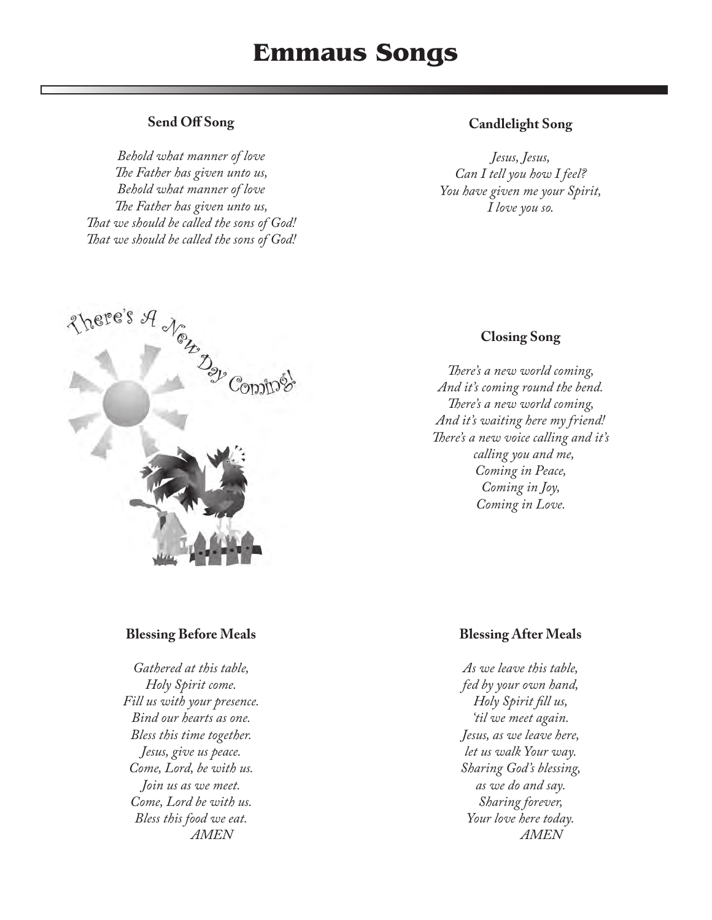# Emmaus Songs

### Send Off Song

*Behold what manner of love*
*The Father has given unto us,*
*Behold what manner of love*
*The Father has given unto us,*
*That we should be called the sons of God!*
*That we should be called the sons of God!*

### Candlelight Song

*Jesus, Jesus,*
*Can I tell you how I feel?*
*You have given me your Spirit,*
*I love you so.*

There's A New Day Coming!

### Closing Song

*There's a new world coming,*
*And it's coming round the bend.*
*There's a new world coming,*
*And it's waiting here my friend!*
*There's a new voice calling and it's*
*calling you and me,*
*Coming in Peace,*
*Coming in Joy,*
*Coming in Love.*

### Blessing Before Meals

*Gathered at this table,*
*Holy Spirit come.*
*Fill us with your presence.*
*Bind our hearts as one.*
*Bless this time together.*
*Jesus, give us peace.*
*Come, Lord, be with us.*
*Join us as we meet.*
*Come, Lord be with us.*
*Bless this food we eat.*
*AMEN*

### Blessing After Meals

*As we leave this table,*
*fed by your own hand,*
*Holy Spirit fill us,*
*'til we meet again.*
*Jesus, as we leave here,*
*let us walk Your way.*
*Sharing God's blessing,*
*as we do and say.*
*Sharing forever,*
*Your love here today.*
*AMEN*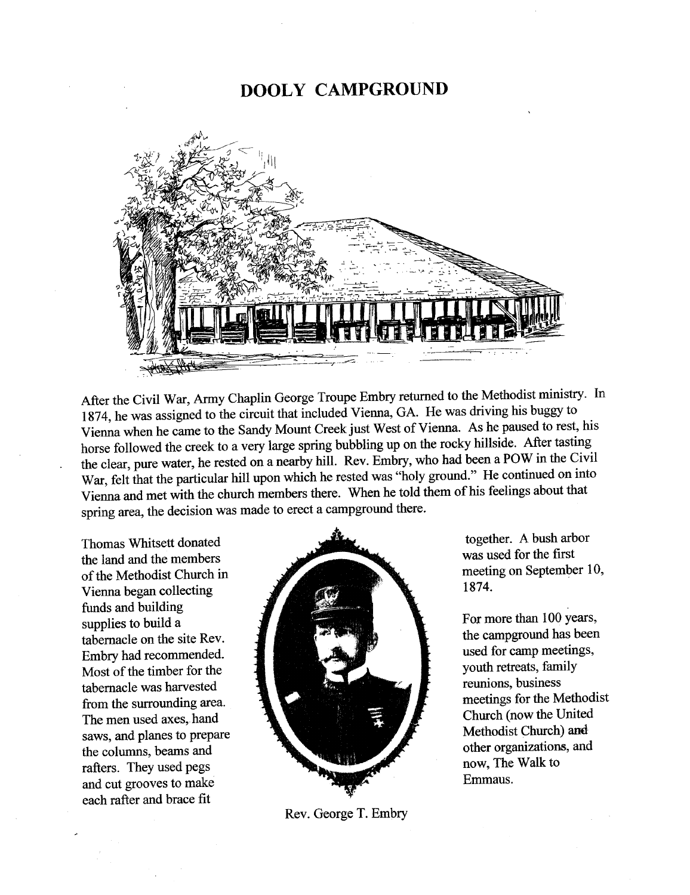# DOOLY CAMPGROUND

After the Civil War, Army Chaplin George Troupe Embry returned to the Methodist ministry. In 1874, he was assigned to the circuit that included Vienna, GA. He was driving his buggy to Vienna when he came to the Sandy Mount Creek just West of Vienna. As he paused to rest, his horse followed the creek to a very large spring bubbling up on the rocky hillside. After tasting the clear, pure water, he rested on a nearby hill. Rev. Embry, who had been a POW in the Civil War, felt that the particular hill upon which he rested was "holy ground." He continued on into Vienna and met with the church members there. When he told them of his feelings about that spring area, the decision was made to erect a campground there.

Thomas Whitsett donated the land and the members of the Methodist Church in Vienna began collecting funds and building supplies to build a tabernacle on the site Rev. Embry had recommended. Most of the timber for the tabernacle was harvested from the surrounding area. The men used axes, hand saws, and planes to prepare the columns, beams and rafters. They used pegs and cut grooves to make each rafter and brace fit together. A bush arbor was used for the first meeting on September 10, 1874.

Rev. George T. Embry

For more than 100 years, the campground has been used for camp meetings, youth retreats, family reunions, business meetings for the Methodist Church (now the United Methodist Church) and other organizations, and now, The Walk to Emmaus.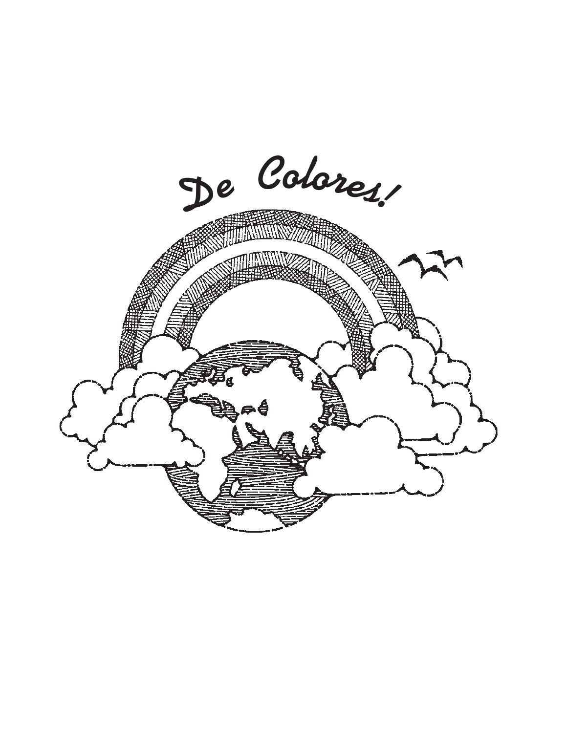De Colores!